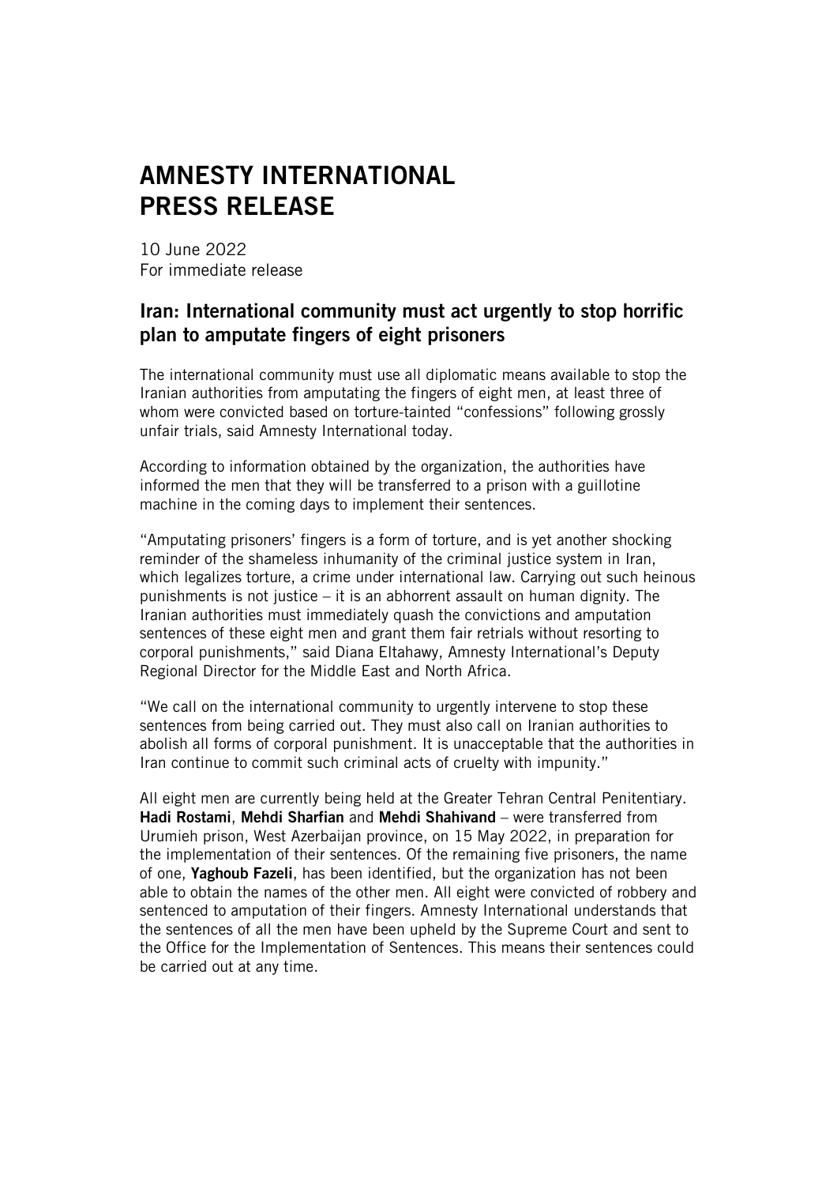# AMNESTY INTERNATIONAL PRESS RELEASE

10 June 2022
For immediate release

## Iran: International community must act urgently to stop horrific plan to amputate fingers of eight prisoners

The international community must use all diplomatic means available to stop the Iranian authorities from amputating the fingers of eight men, at least three of whom were convicted based on torture-tainted "confessions" following grossly unfair trials, said Amnesty International today.

According to information obtained by the organization, the authorities have informed the men that they will be transferred to a prison with a guillotine machine in the coming days to implement their sentences.

"Amputating prisoners' fingers is a form of torture, and is yet another shocking reminder of the shameless inhumanity of the criminal justice system in Iran, which legalizes torture, a crime under international law. Carrying out such heinous punishments is not justice – it is an abhorrent assault on human dignity. The Iranian authorities must immediately quash the convictions and amputation sentences of these eight men and grant them fair retrials without resorting to corporal punishments," said Diana Eltahawy, Amnesty International's Deputy Regional Director for the Middle East and North Africa.

"We call on the international community to urgently intervene to stop these sentences from being carried out. They must also call on Iranian authorities to abolish all forms of corporal punishment. It is unacceptable that the authorities in Iran continue to commit such criminal acts of cruelty with impunity."

All eight men are currently being held at the Greater Tehran Central Penitentiary. **Hadi Rostami**, **Mehdi Sharfian** and **Mehdi Shahivand** – were transferred from Urumieh prison, West Azerbaijan province, on 15 May 2022, in preparation for the implementation of their sentences. Of the remaining five prisoners, the name of one, **Yaghoub Fazeli**, has been identified, but the organization has not been able to obtain the names of the other men. All eight were convicted of robbery and sentenced to amputation of their fingers. Amnesty International understands that the sentences of all the men have been upheld by the Supreme Court and sent to the Office for the Implementation of Sentences. This means their sentences could be carried out at any time.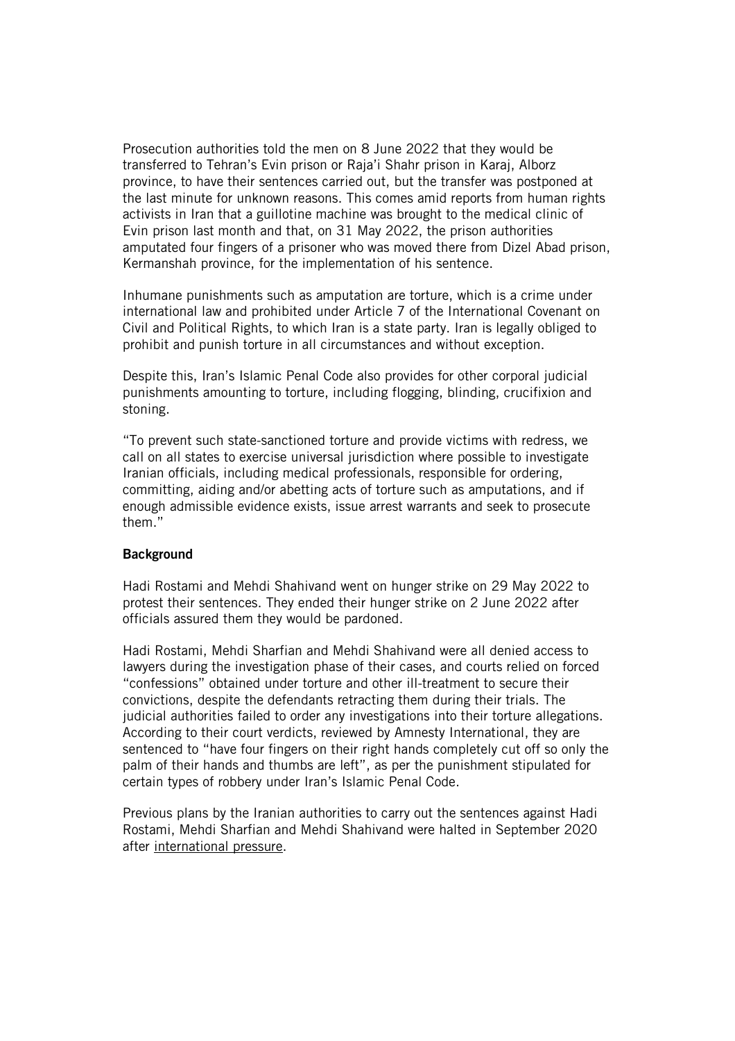Prosecution authorities told the men on 8 June 2022 that they would be transferred to Tehran's Evin prison or Raja'i Shahr prison in Karaj, Alborz province, to have their sentences carried out, but the transfer was postponed at the last minute for unknown reasons. This comes amid reports from human rights activists in Iran that a guillotine machine was brought to the medical clinic of Evin prison last month and that, on 31 May 2022, the prison authorities amputated four fingers of a prisoner who was moved there from Dizel Abad prison, Kermanshah province, for the implementation of his sentence.

Inhumane punishments such as amputation are torture, which is a crime under international law and prohibited under Article 7 of the International Covenant on Civil and Political Rights, to which Iran is a state party. Iran is legally obliged to prohibit and punish torture in all circumstances and without exception.

Despite this, Iran's Islamic Penal Code also provides for other corporal judicial punishments amounting to torture, including flogging, blinding, crucifixion and stoning.

"To prevent such state-sanctioned torture and provide victims with redress, we call on all states to exercise universal jurisdiction where possible to investigate Iranian officials, including medical professionals, responsible for ordering, committing, aiding and/or abetting acts of torture such as amputations, and if enough admissible evidence exists, issue arrest warrants and seek to prosecute them."

**Background**

Hadi Rostami and Mehdi Shahivand went on hunger strike on 29 May 2022 to protest their sentences. They ended their hunger strike on 2 June 2022 after officials assured them they would be pardoned.

Hadi Rostami, Mehdi Sharfian and Mehdi Shahivand were all denied access to lawyers during the investigation phase of their cases, and courts relied on forced "confessions" obtained under torture and other ill-treatment to secure their convictions, despite the defendants retracting them during their trials. The judicial authorities failed to order any investigations into their torture allegations. According to their court verdicts, reviewed by Amnesty International, they are sentenced to "have four fingers on their right hands completely cut off so only the palm of their hands and thumbs are left", as per the punishment stipulated for certain types of robbery under Iran's Islamic Penal Code.

Previous plans by the Iranian authorities to carry out the sentences against Hadi Rostami, Mehdi Sharfian and Mehdi Shahivand were halted in September 2020 after international pressure.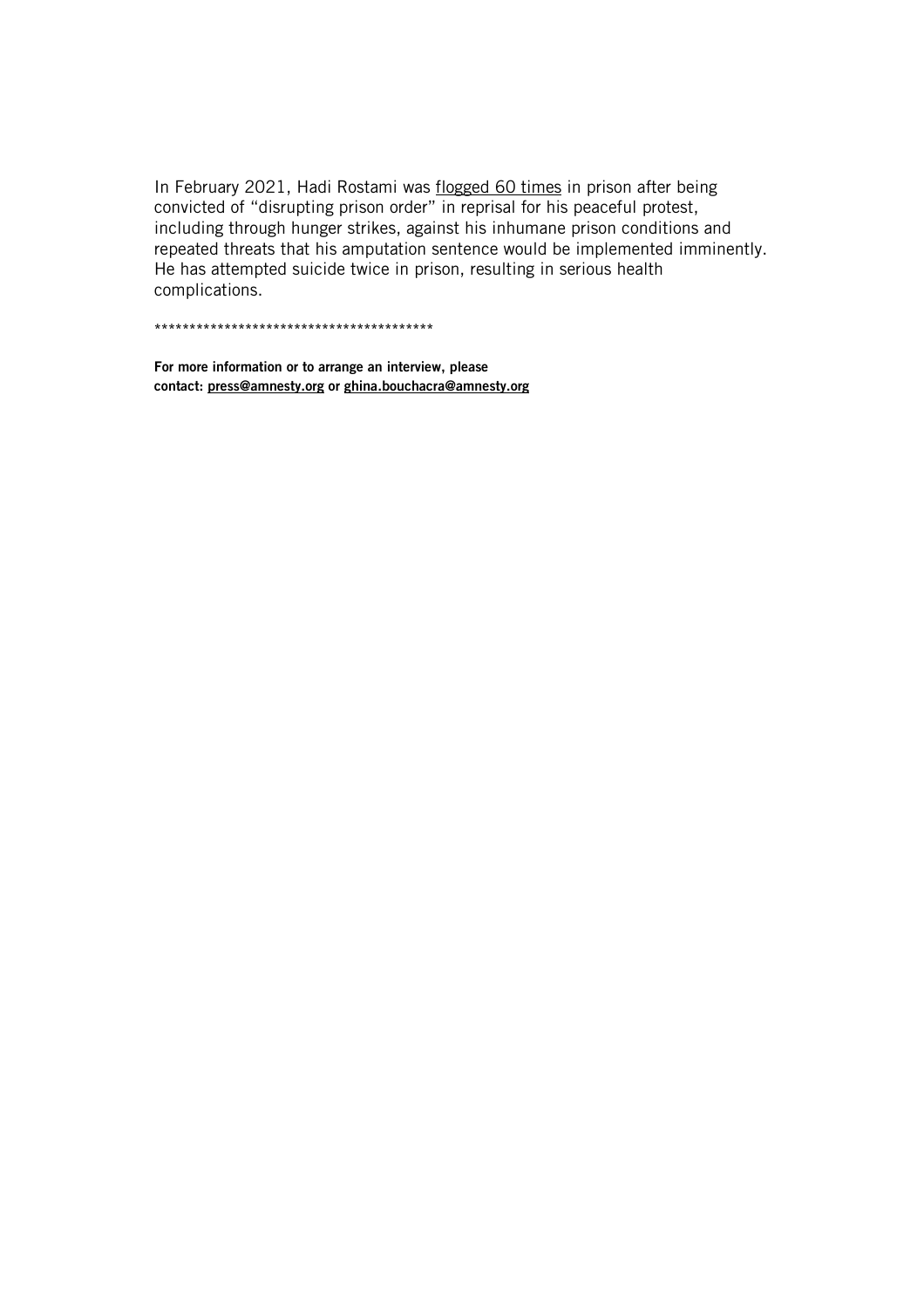In February 2021, Hadi Rostami was flogged 60 times in prison after being convicted of "disrupting prison order" in reprisal for his peaceful protest, including through hunger strikes, against his inhumane prison conditions and repeated threats that his amputation sentence would be implemented imminently. He has attempted suicide twice in prison, resulting in serious health complications.

****************************************

**For more information or to arrange an interview, please contact: press@amnesty.org or ghina.bouchacra@amnesty.org**